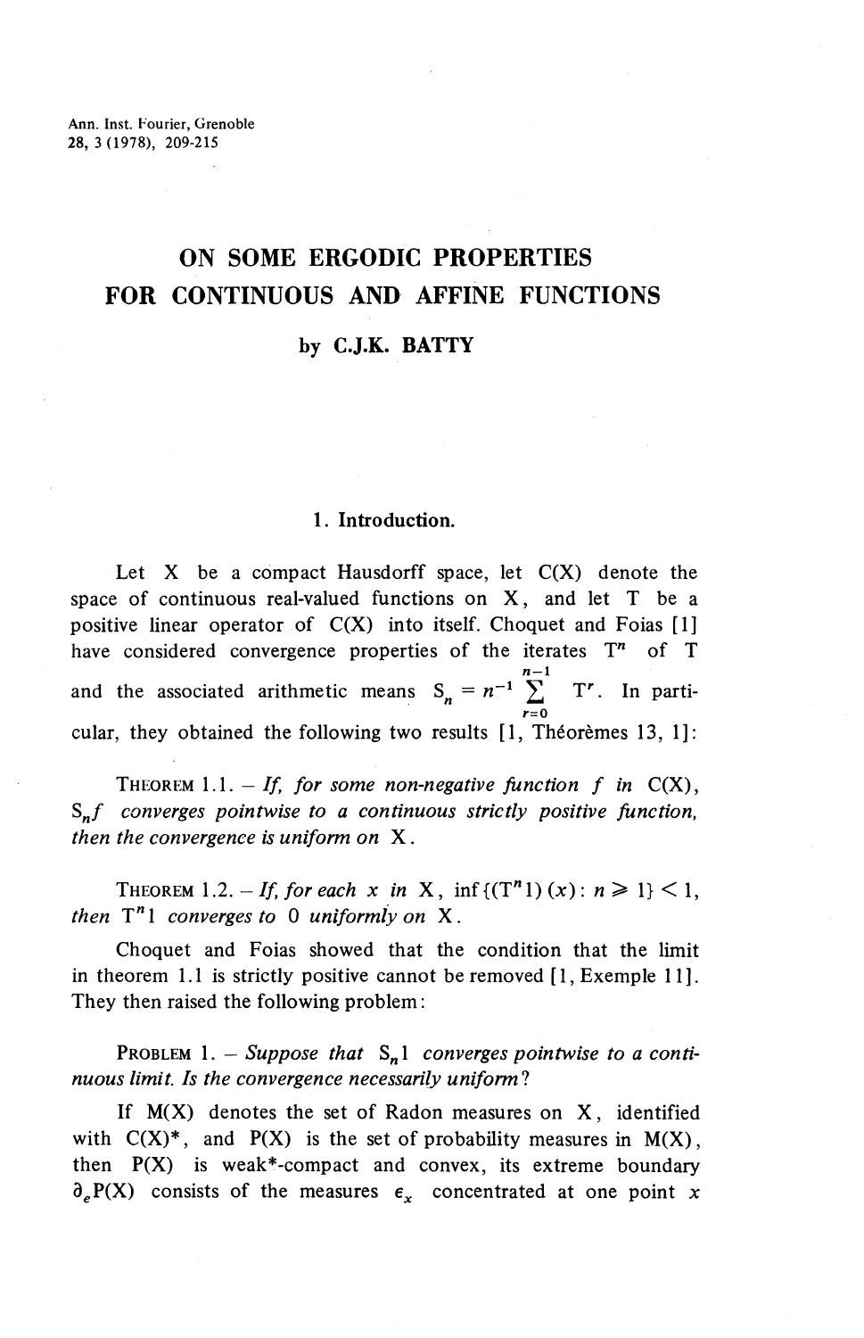# ON SOME ERGODIC PROPERTIES FOR CONTINUOUS AND AFFINE FUNCTIONS

**by C.J.K. BATTY**

## 1. Introduction.

Let X be a compact Hausdorff space, let C(X) denote the space of continuous real-valued functions on X, and let T be a positive linear operator of C(X) into itself. Choquet and Foias [1] have considered convergence properties of the iterates $T^n$ of T and the associated arithmetic means $S_n = n^{-1} \sum_{r=0}^{n-1} T^r$. In particular, they obtained the following two results [1, Théorèmes 13, 1]:

THEOREM 1.1. — *If, for some non-negative function f in* C(X), $S_n f$ *converges pointwise to a continuous strictly positive function, then the convergence is uniform on* X.

THEOREM 1.2. — *If, for each x in* X, $\inf\{(T^n 1)(x) : n \geq 1\} < 1$, *then* $T^n 1$ *converges to* 0 *uniformly on* X.

Choquet and Foias showed that the condition that the limit in theorem 1.1 is strictly positive cannot be removed [1, Exemple 11]. They then raised the following problem:

PROBLEM 1. — *Suppose that* $S_n 1$ *converges pointwise to a continuous limit. Is the convergence necessarily uniform?*

If M(X) denotes the set of Radon measures on X, identified with $C(X)^*$, and P(X) is the set of probability measures in M(X), then P(X) is weak*-compact and convex, its extreme boundary $\partial_e P(X)$ consists of the measures $\epsilon_x$ concentrated at one point $x$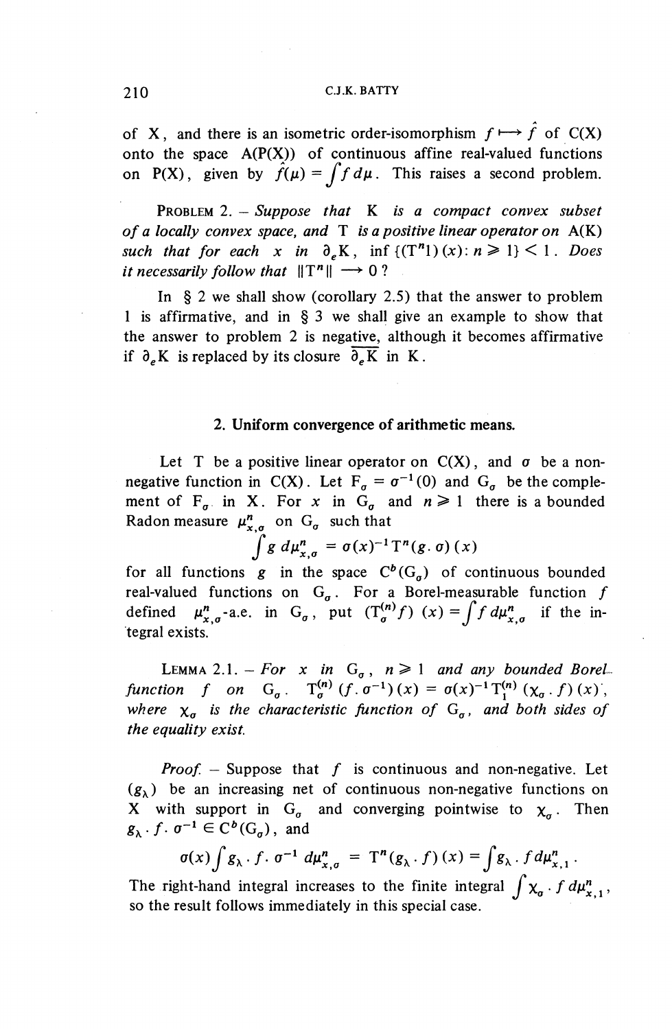of X, and there is an isometric order-isomorphism $f \longmapsto \hat{f}$ of C(X) onto the space A(P(X)) of continuous affine real-valued functions on P(X), given by $\hat{f}(\mu) = \int f \, d\mu$. This raises a second problem.

PROBLEM 2. – *Suppose that* K *is a compact convex subset of a locally convex space, and* T *is a positive linear operator on* A(K) *such that for each* $x$ *in* $\partial_e K$, $\inf \{(T^n 1)(x) : n \geq 1\} < 1$. *Does it necessarily follow that* $\|T^n\| \longrightarrow 0$ ?

In § 2 we shall show (corollary 2.5) that the answer to problem 1 is affirmative, and in § 3 we shall give an example to show that the answer to problem 2 is negative, although it becomes affirmative if $\partial_e K$ is replaced by its closure $\overline{\partial_e K}$ in K.

## 2. Uniform convergence of arithmetic means.

Let T be a positive linear operator on C(X), and $\sigma$ be a non-negative function in C(X). Let $F_\sigma = \sigma^{-1}(0)$ and $G_\sigma$ be the complement of $F_\sigma$ in X. For $x$ in $G_\sigma$ and $n \geq 1$ there is a bounded Radon measure $\mu^n_{x,\sigma}$ on $G_\sigma$ such that

$$\int g \, d\mu^n_{x,\sigma} = \sigma(x)^{-1} T^n(g \, . \, \sigma)(x)$$

for all functions $g$ in the space $C^b(G_\sigma)$ of continuous bounded real-valued functions on $G_\sigma$. For a Borel-measurable function $f$ defined $\mu^n_{x,\sigma}$-a.e. in $G_\sigma$, put $(T^{(n)}_\sigma f)(x) = \int f \, d\mu^n_{x,\sigma}$ if the integral exists.

LEMMA 2.1. – *For* $x$ *in* $G_\sigma$, $n \geq 1$ *and any bounded Borel function* $f$ *on* $G_\sigma$. $T^{(n)}_\sigma (f \, . \, \sigma^{-1})(x) = \sigma(x)^{-1} T^{(n)}_1 (\chi_\sigma \, . \, f)(x)$, *where* $\chi_\sigma$ *is the characteristic function of* $G_\sigma$, *and both sides of the equality exist.*

*Proof.* – Suppose that $f$ is continuous and non-negative. Let $(g_\lambda)$ be an increasing net of continuous non-negative functions on X with support in $G_\sigma$ and converging pointwise to $\chi_\sigma$. Then $g_\lambda \, . \, f \, . \, \sigma^{-1} \in C^b(G_\sigma)$, and

$$\sigma(x) \int g_\lambda \, . \, f \, . \, \sigma^{-1} \, d\mu^n_{x,\sigma} = T^n(g_\lambda \, . \, f)(x) = \int g_\lambda \, . \, f \, d\mu^n_{x,1} \, .$$

The right-hand integral increases to the finite integral $\int \chi_\sigma \, . \, f \, d\mu^n_{x,1}$, so the result follows immediately in this special case.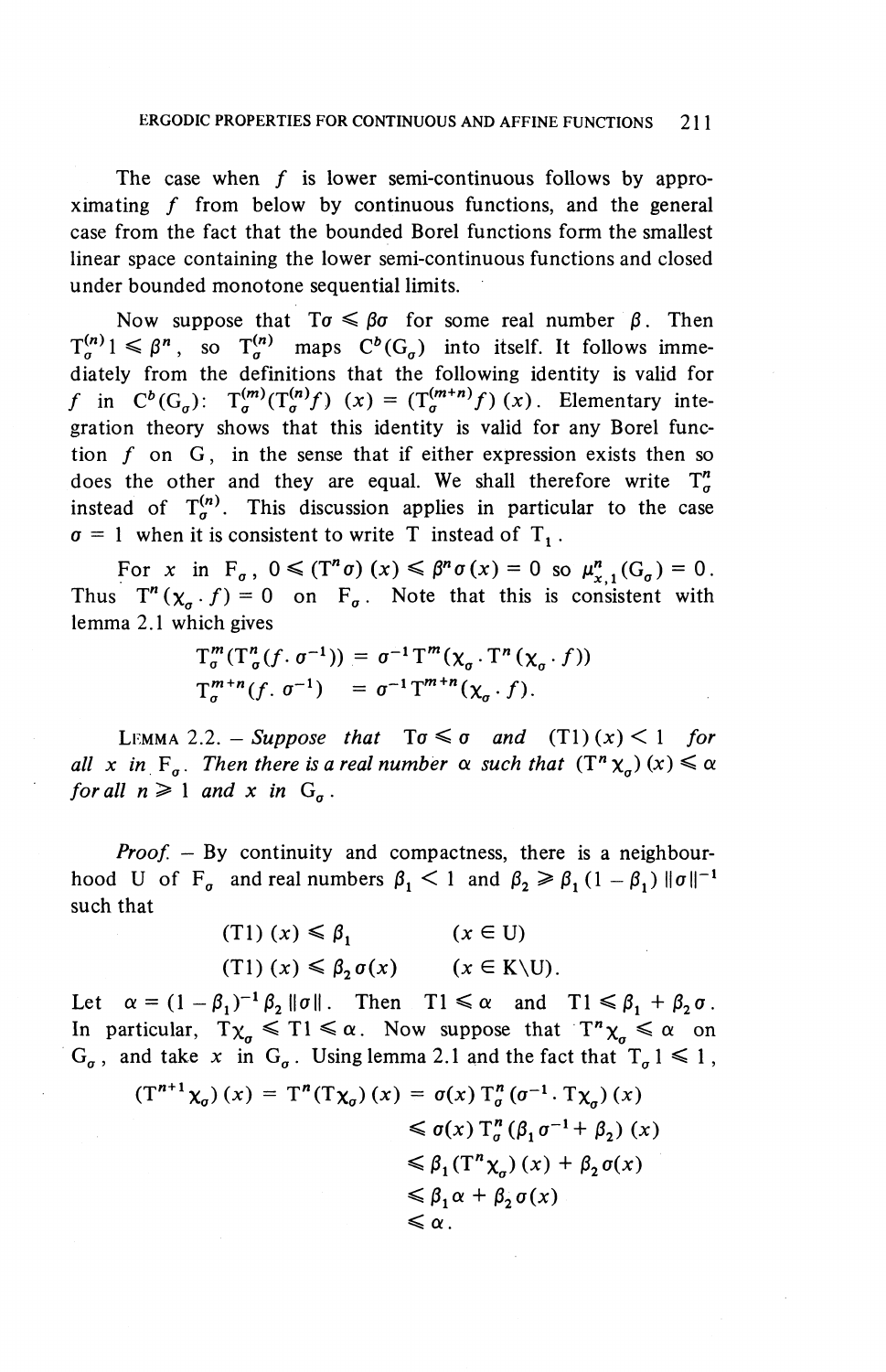The case when $f$ is lower semi-continuous follows by approximating $f$ from below by continuous functions, and the general case from the fact that the bounded Borel functions form the smallest linear space containing the lower semi-continuous functions and closed under bounded monotone sequential limits.

Now suppose that $T\sigma \leqslant \beta\sigma$ for some real number $\beta$. Then $T_\sigma^{(n)} 1 \leqslant \beta^n$, so $T_\sigma^{(n)}$ maps $C^b(G_\sigma)$ into itself. It follows immediately from the definitions that the following identity is valid for $f$ in $C^b(G_\sigma)$: $T_\sigma^{(m)}(T_\sigma^{(n)} f)\ (x) = (T_\sigma^{(m+n)} f)\ (x)$. Elementary integration theory shows that this identity is valid for any Borel function $f$ on $G$, in the sense that if either expression exists then so does the other and they are equal. We shall therefore write $T_\sigma^n$ instead of $T_\sigma^{(n)}$. This discussion applies in particular to the case $\sigma = 1$ when it is consistent to write $T$ instead of $T_1$.

For $x$ in $F_\sigma$, $0 \leqslant (T^n \sigma)\ (x) \leqslant \beta^n \sigma(x) = 0$ so $\mu_{x,1}^n (G_\sigma) = 0$. Thus $T^n (\chi_\sigma \cdot f) = 0$ on $F_\sigma$. Note that this is consistent with lemma 2.1 which gives

$$T_\sigma^m (T_\sigma^n (f \cdot \sigma^{-1})) = \sigma^{-1} T^m (\chi_\sigma \cdot T^n (\chi_\sigma \cdot f))$$

$$T_\sigma^{m+n} (f \cdot \sigma^{-1}) \quad = \sigma^{-1} T^{m+n} (\chi_\sigma \cdot f).$$

LEMMA 2.2. – *Suppose that $T\sigma \leqslant \sigma$ and $(T1)\ (x) < 1$ for all $x$ in $F_\sigma$. Then there is a real number $\alpha$ such that $(T^n \chi_\sigma)\ (x) \leqslant \alpha$ for all $n \geqslant 1$ and $x$ in $G_\sigma$.*

*Proof.* – By continuity and compactness, there is a neighbourhood $U$ of $F_\sigma$ and real numbers $\beta_1 < 1$ and $\beta_2 \geqslant \beta_1 (1 - \beta_1)\ \|\sigma\|^{-1}$ such that

$$(T1)\ (x) \leqslant \beta_1 \qquad (x \in U)$$

$$(T1)\ (x) \leqslant \beta_2 \sigma(x) \qquad (x \in K \backslash U).$$

Let $\alpha = (1 - \beta_1)^{-1} \beta_2\ \|\sigma\|$. Then $T1 \leqslant \alpha$ and $T1 \leqslant \beta_1 + \beta_2 \sigma$. In particular, $T\chi_\sigma \leqslant T1 \leqslant \alpha$. Now suppose that $T^n \chi_\sigma \leqslant \alpha$ on $G_\sigma$, and take $x$ in $G_\sigma$. Using lemma 2.1 and the fact that $T_\sigma 1 \leqslant 1$,

$$\begin{aligned}
(T^{n+1} \chi_\sigma)\ (x) = T^n (T\chi_\sigma)\ (x) &= \sigma(x)\ T_\sigma^n (\sigma^{-1} \cdot T\chi_\sigma)\ (x) \\
&\leqslant \sigma(x)\ T_\sigma^n (\beta_1 \sigma^{-1} + \beta_2)\ (x) \\
&\leqslant \beta_1 (T^n \chi_\sigma)\ (x) + \beta_2 \sigma(x) \\
&\leqslant \beta_1 \alpha + \beta_2 \sigma(x) \\
&\leqslant \alpha.
\end{aligned}$$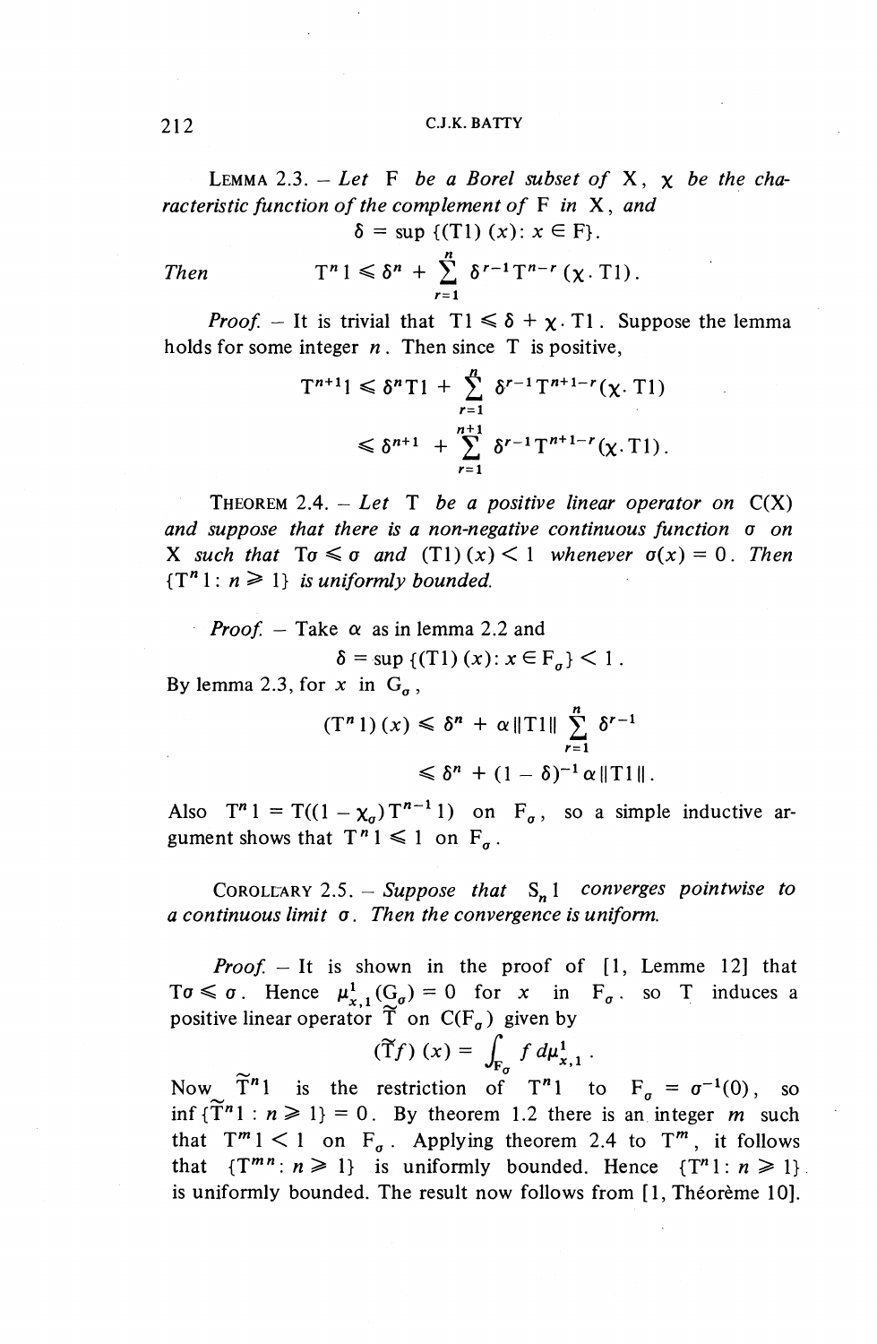**Lemma 2.3.** — *Let* F *be a Borel subset of* X, $\chi$ *be the characteristic function of the complement of* F *in* X, *and*

$$\delta = \sup \{(\mathrm{T}1)(x) : x \in \mathrm{F}\}.$$

*Then*
$$\mathrm{T}^n 1 \leqslant \delta^n + \sum_{r=1}^{n} \delta^{r-1} \mathrm{T}^{n-r} (\chi \cdot \mathrm{T}1).$$

*Proof.* — It is trivial that $\mathrm{T}1 \leqslant \delta + \chi \cdot \mathrm{T}1$. Suppose the lemma holds for some integer $n$. Then since T is positive,

$$\mathrm{T}^{n+1} 1 \leqslant \delta^n \mathrm{T}1 + \sum_{r=1}^{n} \delta^{r-1} \mathrm{T}^{n+1-r} (\chi \cdot \mathrm{T}1)$$

$$\leqslant \delta^{n+1} + \sum_{r=1}^{n+1} \delta^{r-1} \mathrm{T}^{n+1-r} (\chi \cdot \mathrm{T}1).$$

**Theorem 2.4.** — *Let* T *be a positive linear operator on* C(X) *and suppose that there is a non-negative continuous function* $\sigma$ *on* X *such that* $\mathrm{T}\sigma \leqslant \sigma$ *and* $(\mathrm{T}1)(x) < 1$ *whenever* $\sigma(x) = 0$. *Then* $\{\mathrm{T}^n 1 : n \geqslant 1\}$ *is uniformly bounded.*

*Proof.* — Take $\alpha$ as in lemma 2.2 and

$$\delta = \sup \{(\mathrm{T}1)(x) : x \in \mathrm{F}_\sigma\} < 1 .$$

By lemma 2.3, for $x$ in $\mathrm{G}_\sigma$,

$$(\mathrm{T}^n 1)(x) \leqslant \delta^n + \alpha \|\mathrm{T}1\| \sum_{r=1}^{n} \delta^{r-1}$$

$$\leqslant \delta^n + (1 - \delta)^{-1} \alpha \|\mathrm{T}1\| .$$

Also $\mathrm{T}^n 1 = \mathrm{T}((1 - \chi_\sigma) \mathrm{T}^{n-1} 1)$ on $\mathrm{F}_\sigma$, so a simple inductive argument shows that $\mathrm{T}^n 1 \leqslant 1$ on $\mathrm{F}_\sigma$.

**Corollary 2.5.** — *Suppose that* $\mathrm{S}_n 1$ *converges pointwise to a continuous limit* $\sigma$. *Then the convergence is uniform.*

*Proof.* — It is shown in the proof of [1, Lemme 12] that $\mathrm{T}\sigma \leqslant \sigma$. Hence $\mu^1_{x,1}(\mathrm{G}_\sigma) = 0$ for $x$ in $\mathrm{F}_\sigma$. so T induces a positive linear operator $\widetilde{\mathrm{T}}$ on $\mathrm{C}(\mathrm{F}_\sigma)$ given by

$$(\widetilde{\mathrm{T}} f)(x) = \int_{\mathrm{F}_\sigma} f \, d\mu^1_{x,1} .$$

Now $\widetilde{\mathrm{T}}^n 1$ is the restriction of $\mathrm{T}^n 1$ to $\mathrm{F}_\sigma = \sigma^{-1}(0)$, so $\inf \{\widetilde{\mathrm{T}}^n 1 : n \geqslant 1\} = 0$. By theorem 1.2 there is an integer $m$ such that $\mathrm{T}^m 1 < 1$ on $\mathrm{F}_\sigma$. Applying theorem 2.4 to $\mathrm{T}^m$, it follows that $\{\mathrm{T}^{mn} : n \geqslant 1\}$ is uniformly bounded. Hence $\{\mathrm{T}^n 1 : n \geqslant 1\}$ is uniformly bounded. The result now follows from [1, Théorème 10].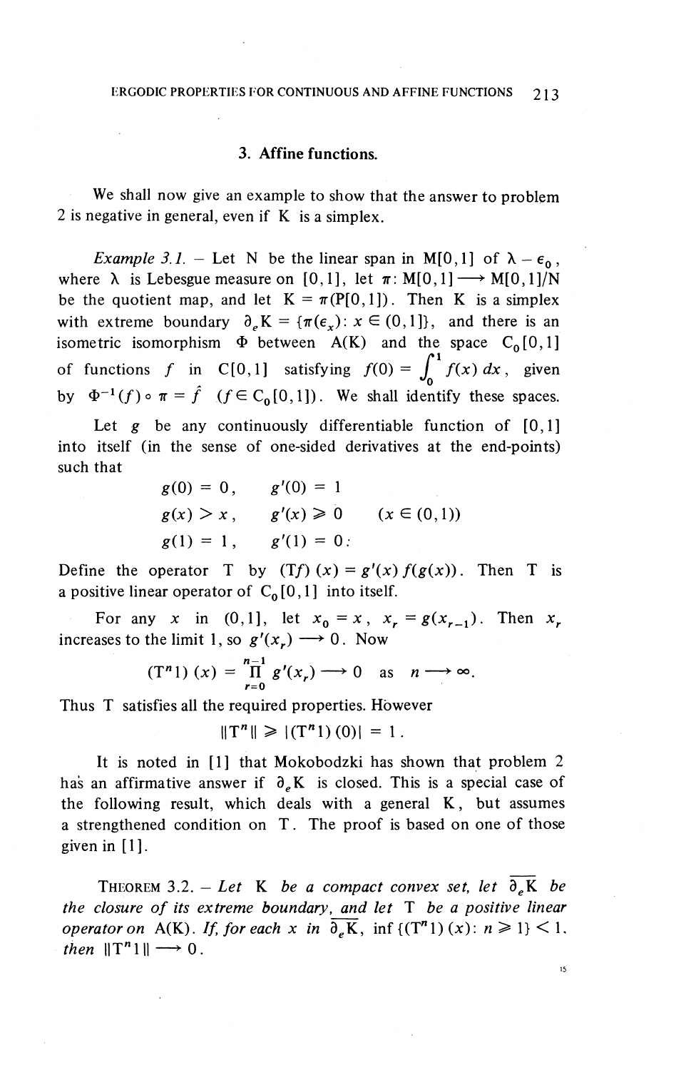## 3. Affine functions.

We shall now give an example to show that the answer to problem 2 is negative in general, even if K is a simplex.

*Example 3.1.* – Let N be the linear span in $M[0,1]$ of $\lambda - \epsilon_0$, where $\lambda$ is Lebesgue measure on $[0,1]$, let $\pi : M[0,1] \longrightarrow M[0,1]/N$ be the quotient map, and let $K = \pi(P[0,1])$. Then K is a simplex with extreme boundary $\partial_e K = \{\pi(\epsilon_x) : x \in (0,1]\}$, and there is an isometric isomorphism $\Phi$ between $A(K)$ and the space $C_0[0,1]$ of functions $f$ in $C[0,1]$ satisfying $f(0) = \int_0^1 f(x)\, dx$, given by $\Phi^{-1}(f) \circ \pi = \hat{f}$ $(f \in C_0[0,1])$. We shall identify these spaces.

Let $g$ be any continuously differentiable function of $[0,1]$ into itself (in the sense of one-sided derivatives at the end-points) such that

$$
\begin{array}{lll}
g(0) = 0, & g'(0) = 1 & \\
g(x) > x, & g'(x) \geqslant 0 & (x \in (0,1)) \\
g(1) = 1, & g'(1) = 0 : &
\end{array}
$$

Define the operator T by $(Tf)(x) = g'(x) f(g(x))$. Then T is a positive linear operator of $C_0[0,1]$ into itself.

For any $x$ in $(0,1]$, let $x_0 = x$, $x_r = g(x_{r-1})$. Then $x_r$ increases to the limit 1, so $g'(x_r) \longrightarrow 0$. Now

$$
(T^n 1)(x) = \prod_{r=0}^{n-1} g'(x_r) \longrightarrow 0 \quad \text{as} \quad n \longrightarrow \infty .
$$

Thus T satisfies all the required properties. However

$$
\|T^n\| \geqslant |(T^n 1)(0)| = 1 .
$$

It is noted in [1] that Mokobodzki has shown that problem 2 has an affirmative answer if $\partial_e K$ is closed. This is a special case of the following result, which deals with a general K, but assumes a strengthened condition on T. The proof is based on one of those given in [1].

THEOREM 3.2. – *Let* K *be a compact convex set, let* $\overline{\partial_e K}$ *be the closure of its extreme boundary, and let* T *be a positive linear operator on* $A(K)$. *If, for each* $x$ *in* $\overline{\partial_e K}$, $\inf \{(T^n 1)(x) : n \geqslant 1\} < 1$, *then* $\|T^n 1\| \longrightarrow 0$.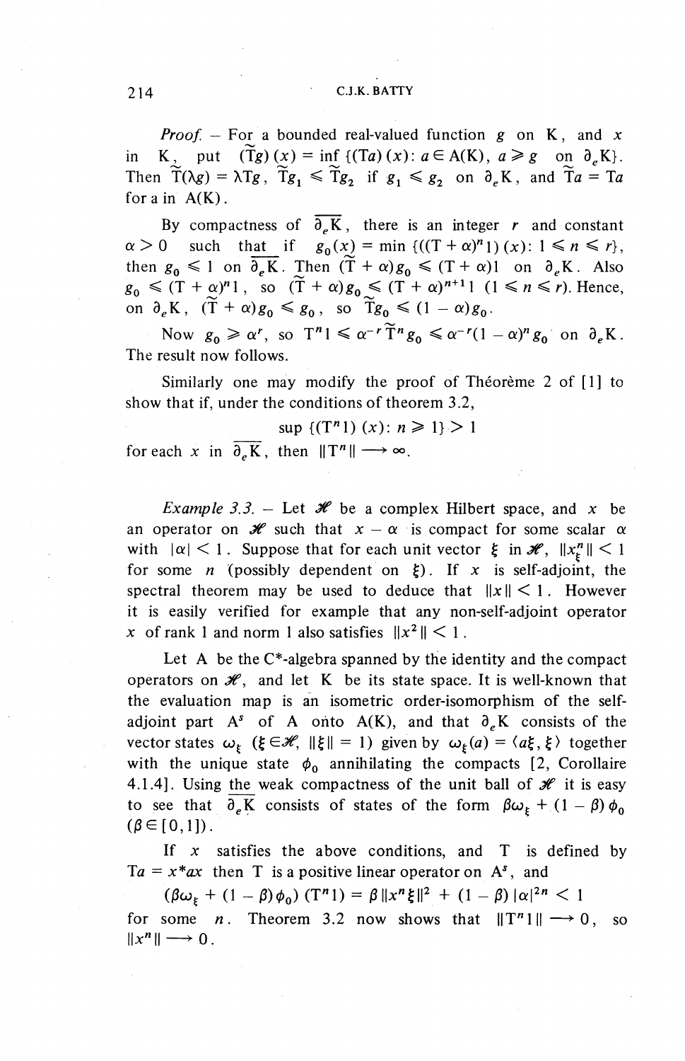*Proof.* – For a bounded real-valued function $g$ on K, and $x$ in K, put $(\tilde{T}g)(x) = \inf\{(Ta)(x) : a \in A(K),\ a \geq g \text{ on } \partial_e K\}$. Then $\tilde{T}(\lambda g) = \lambda \tilde{T} g$, $\tilde{T}g_1 \leq \tilde{T}g_2$ if $g_1 \leq g_2$ on $\partial_e K$, and $\tilde{T}a = Ta$ for a in A(K).

By compactness of $\overline{\partial_e K}$, there is an integer $r$ and constant $\alpha > 0$ such that if $g_0(x) = \min\{((T + \alpha)^n 1)(x) : 1 \leq n \leq r\}$, then $g_0 \leq 1$ on $\overline{\partial_e K}$. Then $(\tilde{T} + \alpha) g_0 \leq (T + \alpha) 1$ on $\partial_e K$. Also $g_0 \leq (T + \alpha)^n 1$, so $(\tilde{T} + \alpha) g_0 \leq (T + \alpha)^{n+1} 1$ $(1 \leq n \leq r)$. Hence, on $\partial_e K$, $(\tilde{T} + \alpha) g_0 \leq g_0$, so $\tilde{T} g_0 \leq (1 - \alpha) g_0$.

Now $g_0 \geq \alpha^r$, so $T^n 1 \leq \alpha^{-r} \tilde{T}^n g_0 \leq \alpha^{-r}(1 - \alpha)^n g_0$ on $\partial_e K$. The result now follows.

Similarly one may modify the proof of Théorème 2 of [1] to show that if, under the conditions of theorem 3.2,

$$\sup\{(T^n 1)(x) : n \geq 1\} > 1$$

for each $x$ in $\overline{\partial_e K}$, then $\|T^n\| \longrightarrow \infty$.

*Example 3.3.* – Let $\mathcal{H}$ be a complex Hilbert space, and $x$ be an operator on $\mathcal{H}$ such that $x - \alpha$ is compact for some scalar $\alpha$ with $|\alpha| < 1$. Suppose that for each unit vector $\xi$ in $\mathcal{H}$, $\|x_\xi^n\| < 1$ for some $n$ (possibly dependent on $\xi$). If $x$ is self-adjoint, the spectral theorem may be used to deduce that $\|x\| < 1$. However it is easily verified for example that any non-self-adjoint operator $x$ of rank 1 and norm 1 also satisfies $\|x^2\| < 1$.

Let A be the C*-algebra spanned by the identity and the compact operators on $\mathcal{H}$, and let K be its state space. It is well-known that the evaluation map is an isometric order-isomorphism of the self-adjoint part $A^s$ of A onto A(K), and that $\partial_e K$ consists of the vector states $\omega_\xi$ ($\xi \in \mathcal{H}$, $\|\xi\| = 1$) given by $\omega_\xi(a) = \langle a\xi, \xi \rangle$ together with the unique state $\phi_0$ annihilating the compacts [2, Corollaire 4.1.4]. Using the weak compactness of the unit ball of $\mathcal{H}$ it is easy to see that $\overline{\partial_e K}$ consists of states of the form $\beta\omega_\xi + (1 - \beta)\phi_0$ $(\beta \in [0, 1])$.

If $x$ satisfies the above conditions, and T is defined by $Ta = x^* a x$ then T is a positive linear operator on $A^s$, and

$$(\beta\omega_\xi + (1 - \beta)\phi_0)(T^n 1) = \beta\|x^n \xi\|^2 + (1 - \beta)|\alpha|^{2n} < 1$$

for some $n$. Theorem 3.2 now shows that $\|T^n 1\| \longrightarrow 0$, so $\|x^n\| \longrightarrow 0$.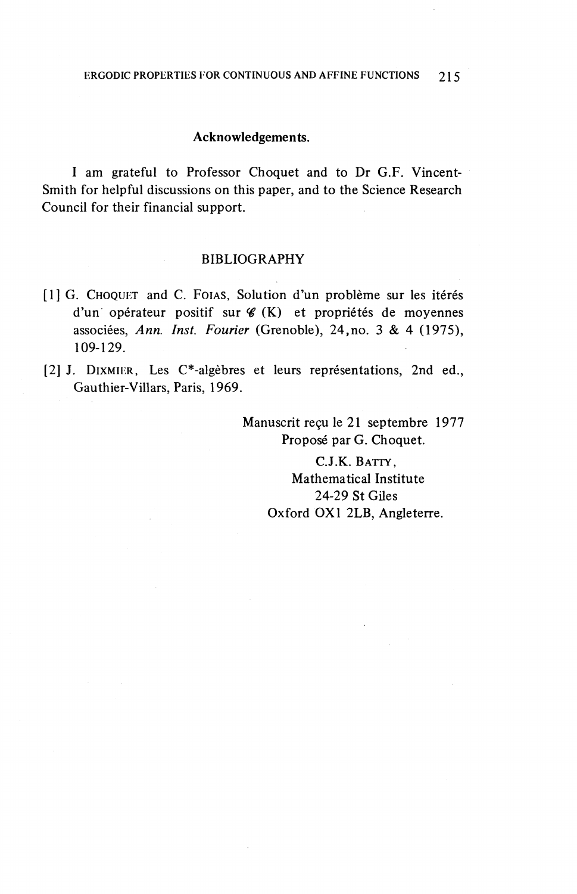**Acknowledgements.**

I am grateful to Professor Choquet and to Dr G.F. Vincent-Smith for helpful discussions on this paper, and to the Science Research Council for their financial support.

## BIBLIOGRAPHY

[1] G. Choquet and C. Foias, Solution d'un problème sur les itérés d'un opérateur positif sur $\mathscr{C}$ (K) et propriétés de moyennes associées, *Ann. Inst. Fourier* (Grenoble), 24, no. 3 & 4 (1975), 109-129.

[2] J. Dixmier, Les C*-algèbres et leurs représentations, 2nd ed., Gauthier-Villars, Paris, 1969.

Manuscrit reçu le 21 septembre 1977
Proposé par G. Choquet.

C.J.K. Batty,
Mathematical Institute
24-29 St Giles
Oxford OX1 2LB, Angleterre.